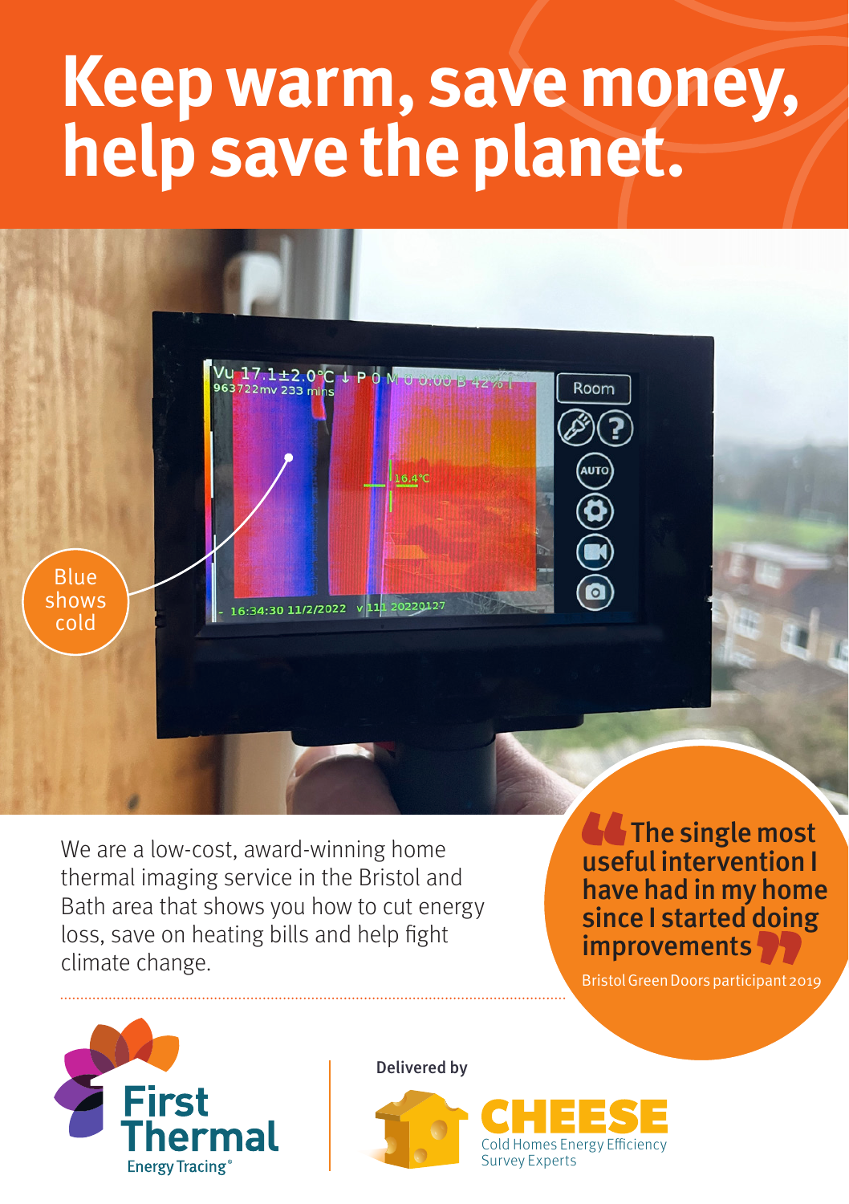# Keep warm, save money, help save the planet.

Blue shows cold

We are a low-cost, award-winning home thermal imaging service in the Bristol and Bath area that shows you how to cut energy loss, save on heating bills and help fight climate change.

> "The single most useful intervention I have had in my home since I started doing improvements"
>
> Bristol Green Doors participant 2019

First Thermal Energy Tracing®

Delivered by

CHEESE Cold Homes Energy Efficiency Survey Experts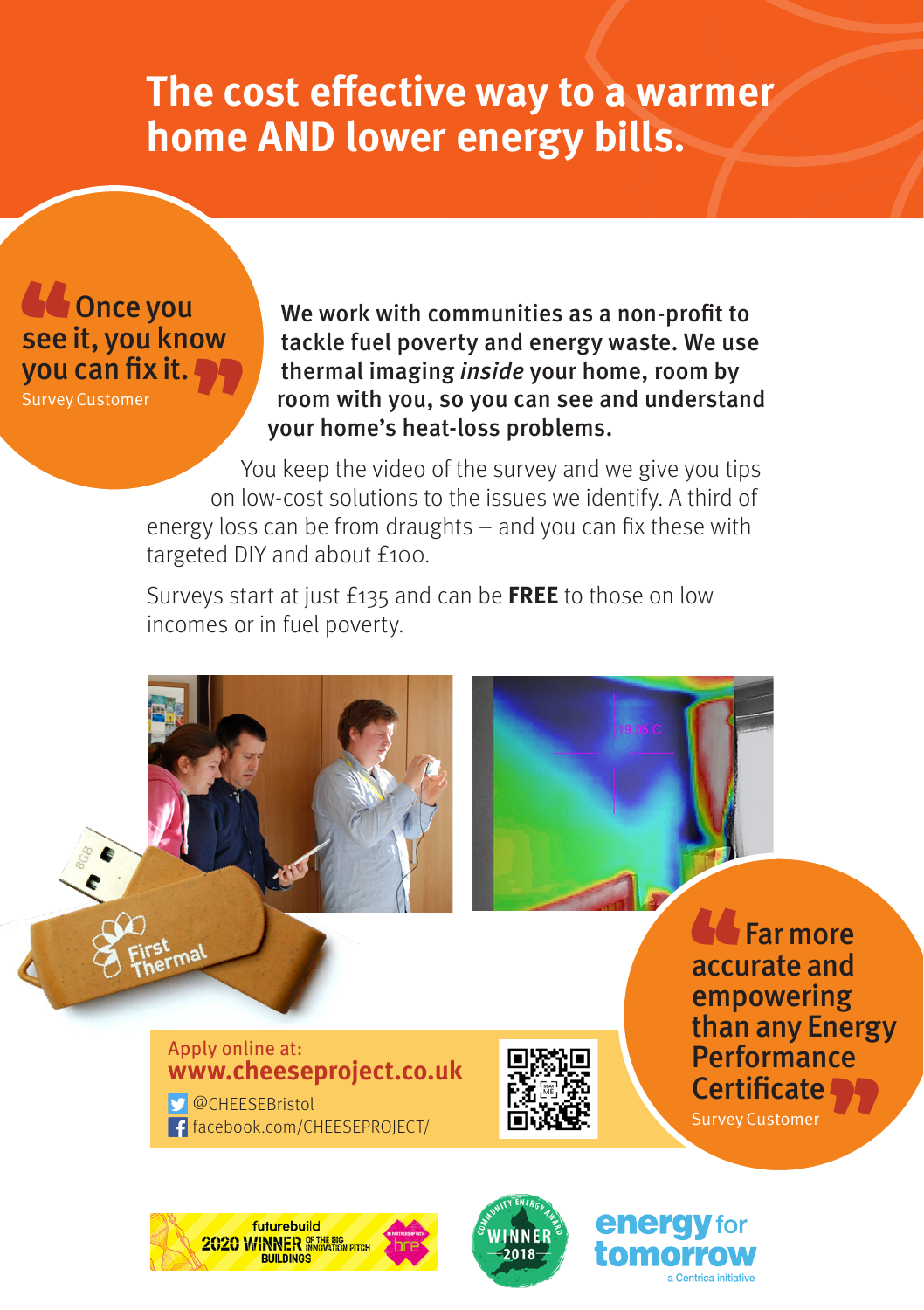# The cost effective way to a warmer home AND lower energy bills.

> "Once you see it, you know you can fix it."
>
> Survey Customer

We work with communities as a non-profit to tackle fuel poverty and energy waste. We use thermal imaging *inside* your home, room by room with you, so you can see and understand your home's heat-loss problems.

You keep the video of the survey and we give you tips on low-cost solutions to the issues we identify. A third of energy loss can be from draughts – and you can fix these with targeted DIY and about £100.

Surveys start at just £135 and can be **FREE** to those on low incomes or in fuel poverty.

> "Far more accurate and empowering than any Energy Performance Certificate"
>
> Survey Customer

Apply online at:
**www.cheeseproject.co.uk**

@CHEESEBristol

facebook.com/CHEESEPROJECT/

futurebuild 2020 WINNER OF THE BIG INNOVATION PITCH BUILDINGS

COMMUNITY ENERGY AWARD WINNER 2018

energy for tomorrow
a Centrica initiative